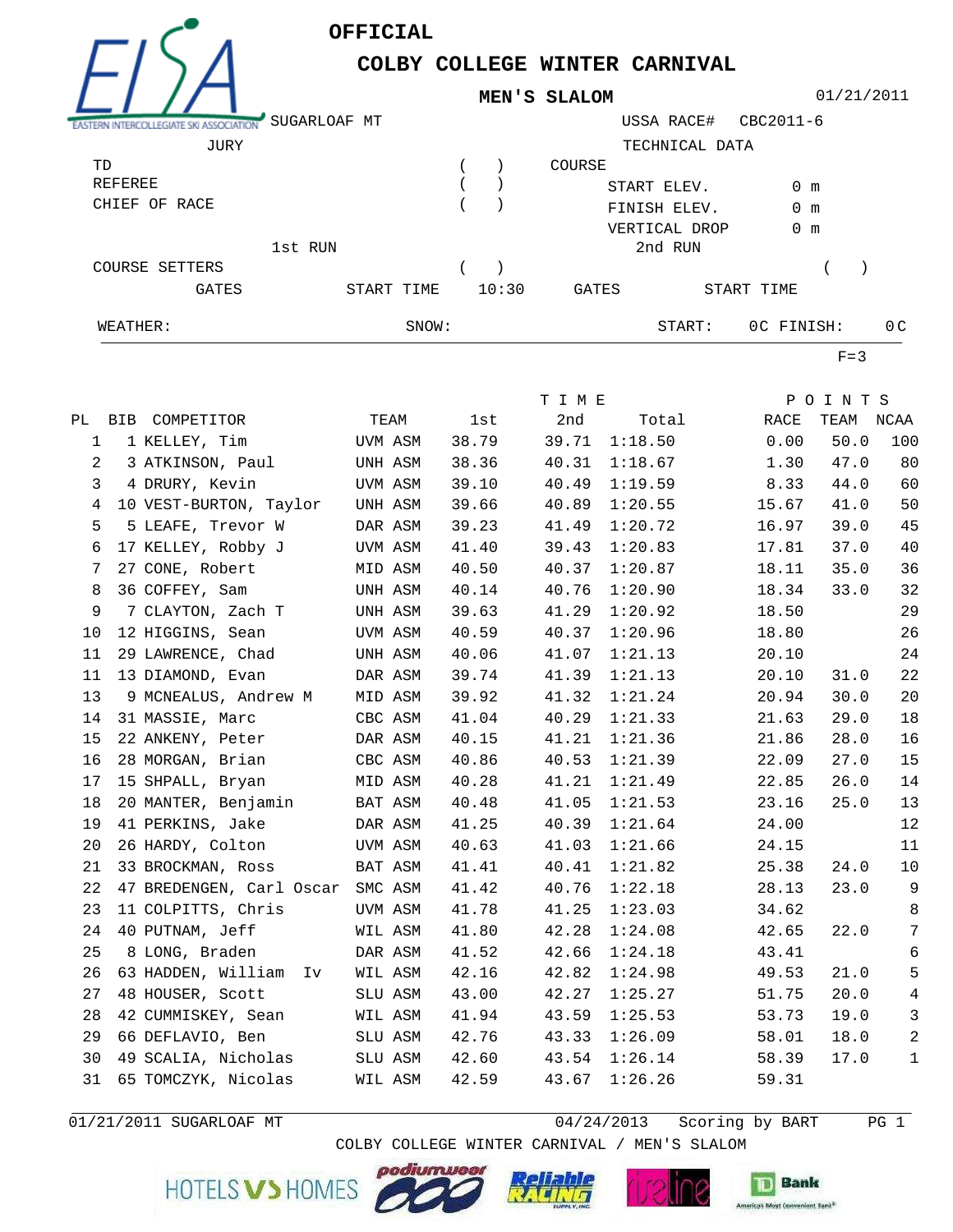# OFFICIAL

## COLBY COLLEGE WINTER CARNIVAL

### MEN'S SLALOM

01/21/2011

SUGARLOAF MT

USSA RACE# CBC2011-6

JURY

TD ( )
REFEREE ( )
CHIEF OF RACE ( )

TECHNICAL DATA

COURSE
START ELEV. 0 m
FINISH ELEV. 0 m
VERTICAL DROP 0 m

1st RUN
COURSE SETTERS ( )
GATES START TIME 10:30

2nd RUN
( )
GATES START TIME

WEATHER: SNOW: START: 0C FINISH: 0C

F=3

| PL | BIB | COMPETITOR | TEAM | 1st | 2nd | Total | RACE | TEAM | NCAA |
|---|---|---|---|---|---|---|---|---|---|
| 1 | 1 | KELLEY, Tim | UVM ASM | 38.79 | 39.71 | 1:18.50 | 0.00 | 50.0 | 100 |
| 2 | 3 | ATKINSON, Paul | UNH ASM | 38.36 | 40.31 | 1:18.67 | 1.30 | 47.0 | 80 |
| 3 | 4 | DRURY, Kevin | UVM ASM | 39.10 | 40.49 | 1:19.59 | 8.33 | 44.0 | 60 |
| 4 | 10 | VEST-BURTON, Taylor | UNH ASM | 39.66 | 40.89 | 1:20.55 | 15.67 | 41.0 | 50 |
| 5 | 5 | LEAFE, Trevor W | DAR ASM | 39.23 | 41.49 | 1:20.72 | 16.97 | 39.0 | 45 |
| 6 | 17 | KELLEY, Robby J | UVM ASM | 41.40 | 39.43 | 1:20.83 | 17.81 | 37.0 | 40 |
| 7 | 27 | CONE, Robert | MID ASM | 40.50 | 40.37 | 1:20.87 | 18.11 | 35.0 | 36 |
| 8 | 36 | COFFEY, Sam | UNH ASM | 40.14 | 40.76 | 1:20.90 | 18.34 | 33.0 | 32 |
| 9 | 7 | CLAYTON, Zach T | UNH ASM | 39.63 | 41.29 | 1:20.92 | 18.50 | | 29 |
| 10 | 12 | HIGGINS, Sean | UVM ASM | 40.59 | 40.37 | 1:20.96 | 18.80 | | 26 |
| 11 | 29 | LAWRENCE, Chad | UNH ASM | 40.06 | 41.07 | 1:21.13 | 20.10 | | 24 |
| 11 | 13 | DIAMOND, Evan | DAR ASM | 39.74 | 41.39 | 1:21.13 | 20.10 | 31.0 | 22 |
| 13 | 9 | MCNEALUS, Andrew M | MID ASM | 39.92 | 41.32 | 1:21.24 | 20.94 | 30.0 | 20 |
| 14 | 31 | MASSIE, Marc | CBC ASM | 41.04 | 40.29 | 1:21.33 | 21.63 | 29.0 | 18 |
| 15 | 22 | ANKENY, Peter | DAR ASM | 40.15 | 41.21 | 1:21.36 | 21.86 | 28.0 | 16 |
| 16 | 28 | MORGAN, Brian | CBC ASM | 40.86 | 40.53 | 1:21.39 | 22.09 | 27.0 | 15 |
| 17 | 15 | SHPALL, Bryan | MID ASM | 40.28 | 41.21 | 1:21.49 | 22.85 | 26.0 | 14 |
| 18 | 20 | MANTER, Benjamin | BAT ASM | 40.48 | 41.05 | 1:21.53 | 23.16 | 25.0 | 13 |
| 19 | 41 | PERKINS, Jake | DAR ASM | 41.25 | 40.39 | 1:21.64 | 24.00 | | 12 |
| 20 | 26 | HARDY, Colton | UVM ASM | 40.63 | 41.03 | 1:21.66 | 24.15 | | 11 |
| 21 | 33 | BROCKMAN, Ross | BAT ASM | 41.41 | 40.41 | 1:21.82 | 25.38 | 24.0 | 10 |
| 22 | 47 | BREDENGEN, Carl Oscar | SMC ASM | 41.42 | 40.76 | 1:22.18 | 28.13 | 23.0 | 9 |
| 23 | 11 | COLPITTS, Chris | UVM ASM | 41.78 | 41.25 | 1:23.03 | 34.62 | | 8 |
| 24 | 40 | PUTNAM, Jeff | WIL ASM | 41.80 | 42.28 | 1:24.08 | 42.65 | 22.0 | 7 |
| 25 | 8 | LONG, Braden | DAR ASM | 41.52 | 42.66 | 1:24.18 | 43.41 | | 6 |
| 26 | 63 | HADDEN, William Iv | WIL ASM | 42.16 | 42.82 | 1:24.98 | 49.53 | 21.0 | 5 |
| 27 | 48 | HOUSER, Scott | SLU ASM | 43.00 | 42.27 | 1:25.27 | 51.75 | 20.0 | 4 |
| 28 | 42 | CUMMISKEY, Sean | WIL ASM | 41.94 | 43.59 | 1:25.53 | 53.73 | 19.0 | 3 |
| 29 | 66 | DEFLAVIO, Ben | SLU ASM | 42.76 | 43.33 | 1:26.09 | 58.01 | 18.0 | 2 |
| 30 | 49 | SCALIA, Nicholas | SLU ASM | 42.60 | 43.54 | 1:26.14 | 58.39 | 17.0 | 1 |
| 31 | 65 | TOMCZYK, Nicolas | WIL ASM | 42.59 | 43.67 | 1:26.26 | 59.31 | | |

01/21/2011 SUGARLOAF MT 04/24/2013 Scoring by BART

COLBY COLLEGE WINTER CARNIVAL / MEN'S SLALOM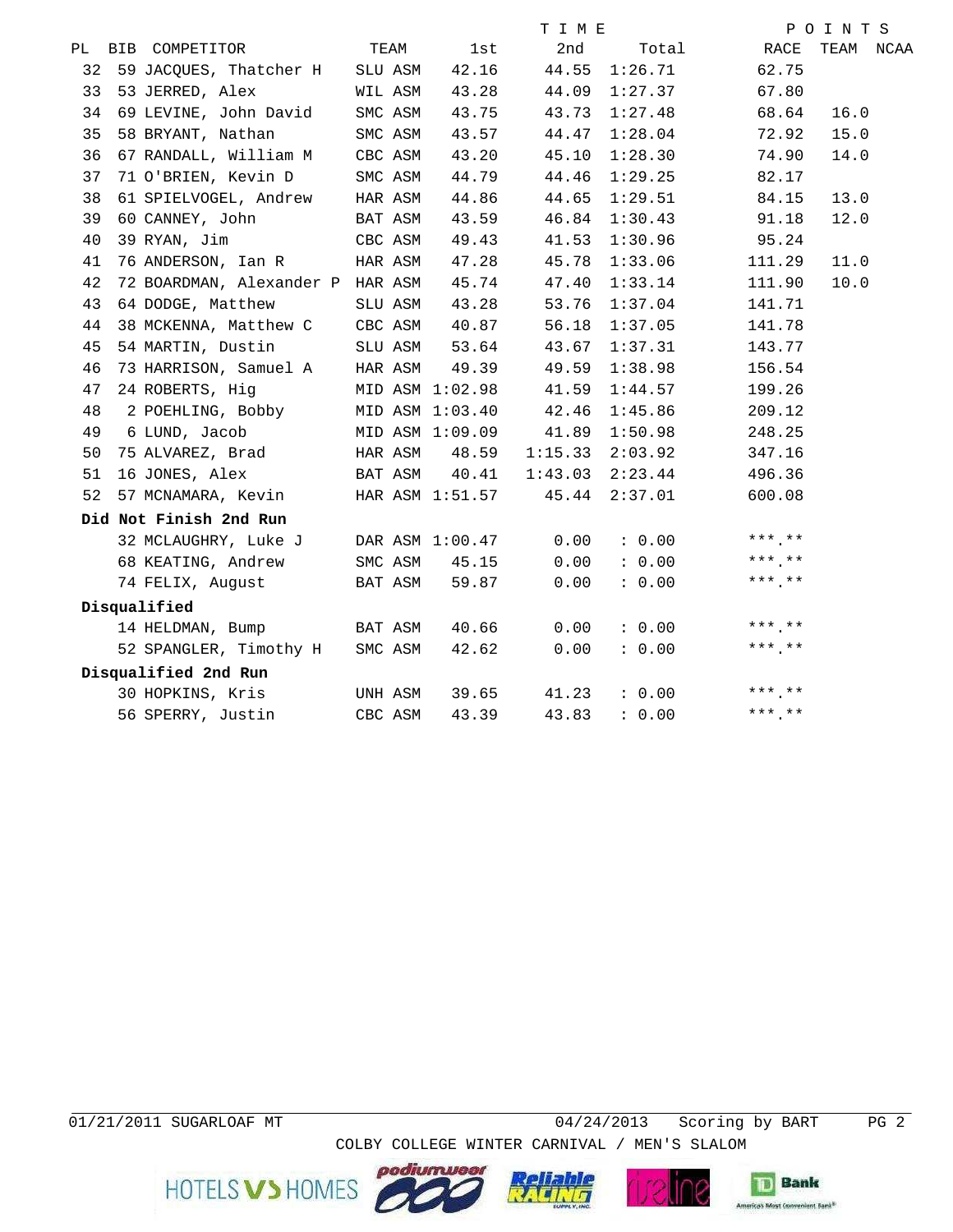| PL | BIB | COMPETITOR | TEAM | TIME 1st | TIME 2nd | TIME Total | POINTS RACE | POINTS TEAM | POINTS NCAA |
|---|---|---|---|---|---|---|---|---|---|
| 32 | 59 | JACQUES, Thatcher H | SLU ASM | 42.16 | 44.55 | 1:26.71 | 62.75 | | |
| 33 | 53 | JERRED, Alex | WIL ASM | 43.28 | 44.09 | 1:27.37 | 67.80 | | |
| 34 | 69 | LEVINE, John David | SMC ASM | 43.75 | 43.73 | 1:27.48 | 68.64 | 16.0 | |
| 35 | 58 | BRYANT, Nathan | SMC ASM | 43.57 | 44.47 | 1:28.04 | 72.92 | 15.0 | |
| 36 | 67 | RANDALL, William M | CBC ASM | 43.20 | 45.10 | 1:28.30 | 74.90 | 14.0 | |
| 37 | 71 | O'BRIEN, Kevin D | SMC ASM | 44.79 | 44.46 | 1:29.25 | 82.17 | | |
| 38 | 61 | SPIELVOGEL, Andrew | HAR ASM | 44.86 | 44.65 | 1:29.51 | 84.15 | 13.0 | |
| 39 | 60 | CANNEY, John | BAT ASM | 43.59 | 46.84 | 1:30.43 | 91.18 | 12.0 | |
| 40 | 39 | RYAN, Jim | CBC ASM | 49.43 | 41.53 | 1:30.96 | 95.24 | | |
| 41 | 76 | ANDERSON, Ian R | HAR ASM | 47.28 | 45.78 | 1:33.06 | 111.29 | 11.0 | |
| 42 | 72 | BOARDMAN, Alexander P | HAR ASM | 45.74 | 47.40 | 1:33.14 | 111.90 | 10.0 | |
| 43 | 64 | DODGE, Matthew | SLU ASM | 43.28 | 53.76 | 1:37.04 | 141.71 | | |
| 44 | 38 | MCKENNA, Matthew C | CBC ASM | 40.87 | 56.18 | 1:37.05 | 141.78 | | |
| 45 | 54 | MARTIN, Dustin | SLU ASM | 53.64 | 43.67 | 1:37.31 | 143.77 | | |
| 46 | 73 | HARRISON, Samuel A | HAR ASM | 49.39 | 49.59 | 1:38.98 | 156.54 | | |
| 47 | 24 | ROBERTS, Hig | MID ASM | 1:02.98 | 41.59 | 1:44.57 | 199.26 | | |
| 48 | 2 | POEHLING, Bobby | MID ASM | 1:03.40 | 42.46 | 1:45.86 | 209.12 | | |
| 49 | 6 | LUND, Jacob | MID ASM | 1:09.09 | 41.89 | 1:50.98 | 248.25 | | |
| 50 | 75 | ALVAREZ, Brad | HAR ASM | 48.59 | 1:15.33 | 2:03.92 | 347.16 | | |
| 51 | 16 | JONES, Alex | BAT ASM | 40.41 | 1:43.03 | 2:23.44 | 496.36 | | |
| 52 | 57 | MCNAMARA, Kevin | HAR ASM | 1:51.57 | 45.44 | 2:37.01 | 600.08 | | |
| **Did Not Finish 2nd Run** | | | | | | | | | |
| | 32 | MCLAUGHRY, Luke J | DAR ASM | 1:00.47 | 0.00 | : 0.00 | ***.** | | |
| | 68 | KEATING, Andrew | SMC ASM | 45.15 | 0.00 | : 0.00 | ***.** | | |
| | 74 | FELIX, August | BAT ASM | 59.87 | 0.00 | : 0.00 | ***.** | | |
| **Disqualified** | | | | | | | | | |
| | 14 | HELDMAN, Bump | BAT ASM | 40.66 | 0.00 | : 0.00 | ***.** | | |
| | 52 | SPANGLER, Timothy H | SMC ASM | 42.62 | 0.00 | : 0.00 | ***.** | | |
| **Disqualified 2nd Run** | | | | | | | | | |
| | 30 | HOPKINS, Kris | UNH ASM | 39.65 | 41.23 | : 0.00 | ***.** | | |
| | 56 | SPERRY, Justin | CBC ASM | 43.39 | 43.83 | : 0.00 | ***.** | | |

01/21/2011 SUGARLOAF MT 04/24/2013 Scoring by BART

COLBY COLLEGE WINTER CARNIVAL / MEN'S SLALOM

HOTELS VS HOMES podiumwear Reliable Racing Fireline TD Bank America's Most Convenient Bank